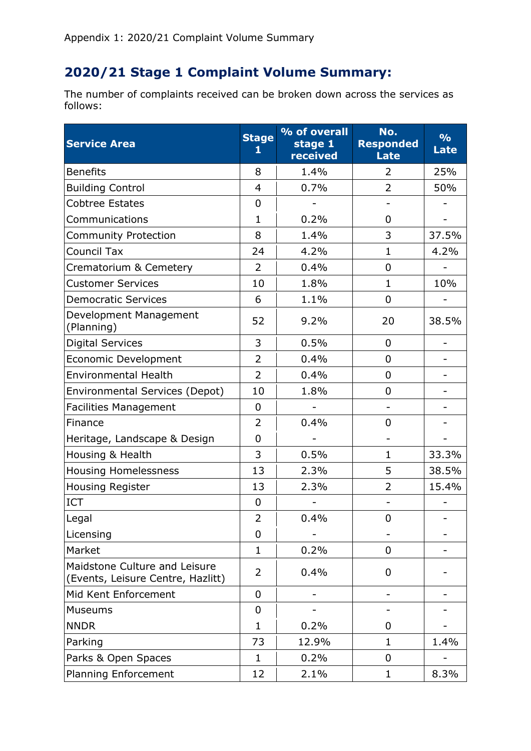Appendix 1: 2020/21 Complaint Volume Summary

## 2020/21 Stage 1 Complaint Volume Summary:

The number of complaints received can be broken down across the services as follows:

| Service Area | Stage 1 | % of overall stage 1 received | No. Responded Late | % Late |
|---|---|---|---|---|
| Benefits | 8 | 1.4% | 2 | 25% |
| Building Control | 4 | 0.7% | 2 | 50% |
| Cobtree Estates | 0 | - | - | - |
| Communications | 1 | 0.2% | 0 | - |
| Community Protection | 8 | 1.4% | 3 | 37.5% |
| Council Tax | 24 | 4.2% | 1 | 4.2% |
| Crematorium & Cemetery | 2 | 0.4% | 0 | - |
| Customer Services | 10 | 1.8% | 1 | 10% |
| Democratic Services | 6 | 1.1% | 0 | - |
| Development Management (Planning) | 52 | 9.2% | 20 | 38.5% |
| Digital Services | 3 | 0.5% | 0 | - |
| Economic Development | 2 | 0.4% | 0 | - |
| Environmental Health | 2 | 0.4% | 0 | - |
| Environmental Services (Depot) | 10 | 1.8% | 0 | - |
| Facilities Management | 0 | - | - | - |
| Finance | 2 | 0.4% | 0 | - |
| Heritage, Landscape & Design | 0 | - | - | - |
| Housing & Health | 3 | 0.5% | 1 | 33.3% |
| Housing Homelessness | 13 | 2.3% | 5 | 38.5% |
| Housing Register | 13 | 2.3% | 2 | 15.4% |
| ICT | 0 | - | - | - |
| Legal | 2 | 0.4% | 0 | - |
| Licensing | 0 | - | - | - |
| Market | 1 | 0.2% | 0 | - |
| Maidstone Culture and Leisure (Events, Leisure Centre, Hazlitt) | 2 | 0.4% | 0 | - |
| Mid Kent Enforcement | 0 | - | - | - |
| Museums | 0 | - | - | - |
| NNDR | 1 | 0.2% | 0 | - |
| Parking | 73 | 12.9% | 1 | 1.4% |
| Parks & Open Spaces | 1 | 0.2% | 0 | - |
| Planning Enforcement | 12 | 2.1% | 1 | 8.3% |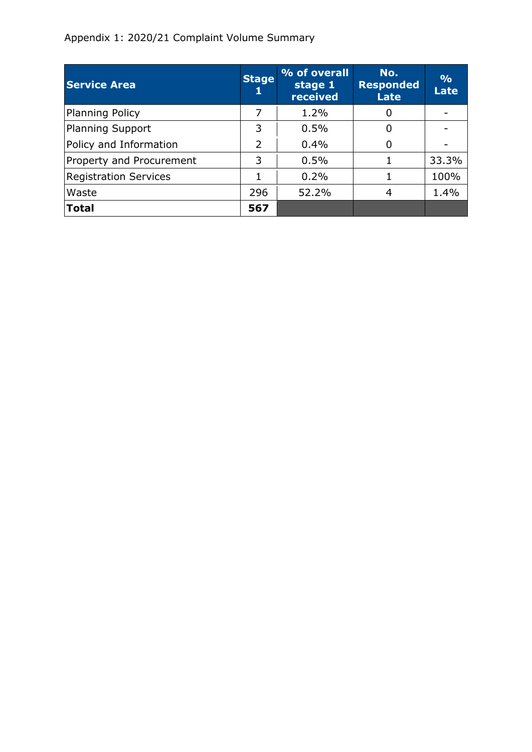Appendix 1: 2020/21 Complaint Volume Summary

| Service Area | Stage 1 | % of overall stage 1 received | No. Responded Late | % Late |
|---|---|---|---|---|
| Planning Policy | 7 | 1.2% | 0 | - |
| Planning Support | 3 | 0.5% | 0 | - |
| Policy and Information | 2 | 0.4% | 0 | - |
| Property and Procurement | 3 | 0.5% | 1 | 33.3% |
| Registration Services | 1 | 0.2% | 1 | 100% |
| Waste | 296 | 52.2% | 4 | 1.4% |
| **Total** | **567** | | | |